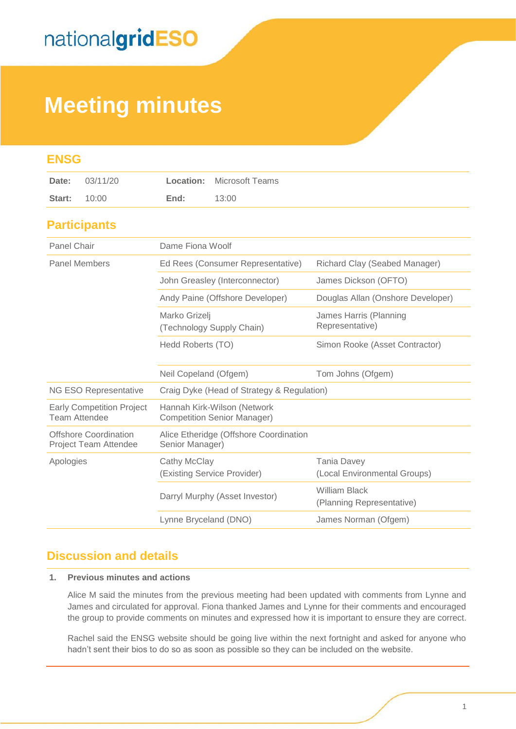nationalgridESO

# Meeting minutes

## ENSG

| Date: | 03/11/20 | Location: | Microsoft Teams |
|---|---|---|---|
| Start: | 10:00 | End: | 13:00 |

## Participants

| | | |
|---|---|---|
| Panel Chair | Dame Fiona Woolf | |
| Panel Members | Ed Rees (Consumer Representative) | Richard Clay (Seabed Manager) |
| | John Greasley (Interconnector) | James Dickson (OFTO) |
| | Andy Paine (Offshore Developer) | Douglas Allan (Onshore Developer) |
| | Marko Grizelj (Technology Supply Chain) | James Harris (Planning Representative) |
| | Hedd Roberts (TO) | Simon Rooke (Asset Contractor) |
| | Neil Copeland (Ofgem) | Tom Johns (Ofgem) |
| NG ESO Representative | Craig Dyke (Head of Strategy & Regulation) | |
| Early Competition Project Team Attendee | Hannah Kirk-Wilson (Network Competition Senior Manager) | |
| Offshore Coordination Project Team Attendee | Alice Etheridge (Offshore Coordination Senior Manager) | |
| Apologies | Cathy McClay (Existing Service Provider) | Tania Davey (Local Environmental Groups) |
| | Darryl Murphy (Asset Investor) | William Black (Planning Representative) |
| | Lynne Bryceland (DNO) | James Norman (Ofgem) |

## Discussion and details

### 1. Previous minutes and actions

Alice M said the minutes from the previous meeting had been updated with comments from Lynne and James and circulated for approval. Fiona thanked James and Lynne for their comments and encouraged the group to provide comments on minutes and expressed how it is important to ensure they are correct.

Rachel said the ENSG website should be going live within the next fortnight and asked for anyone who hadn't sent their bios to do so as soon as possible so they can be included on the website.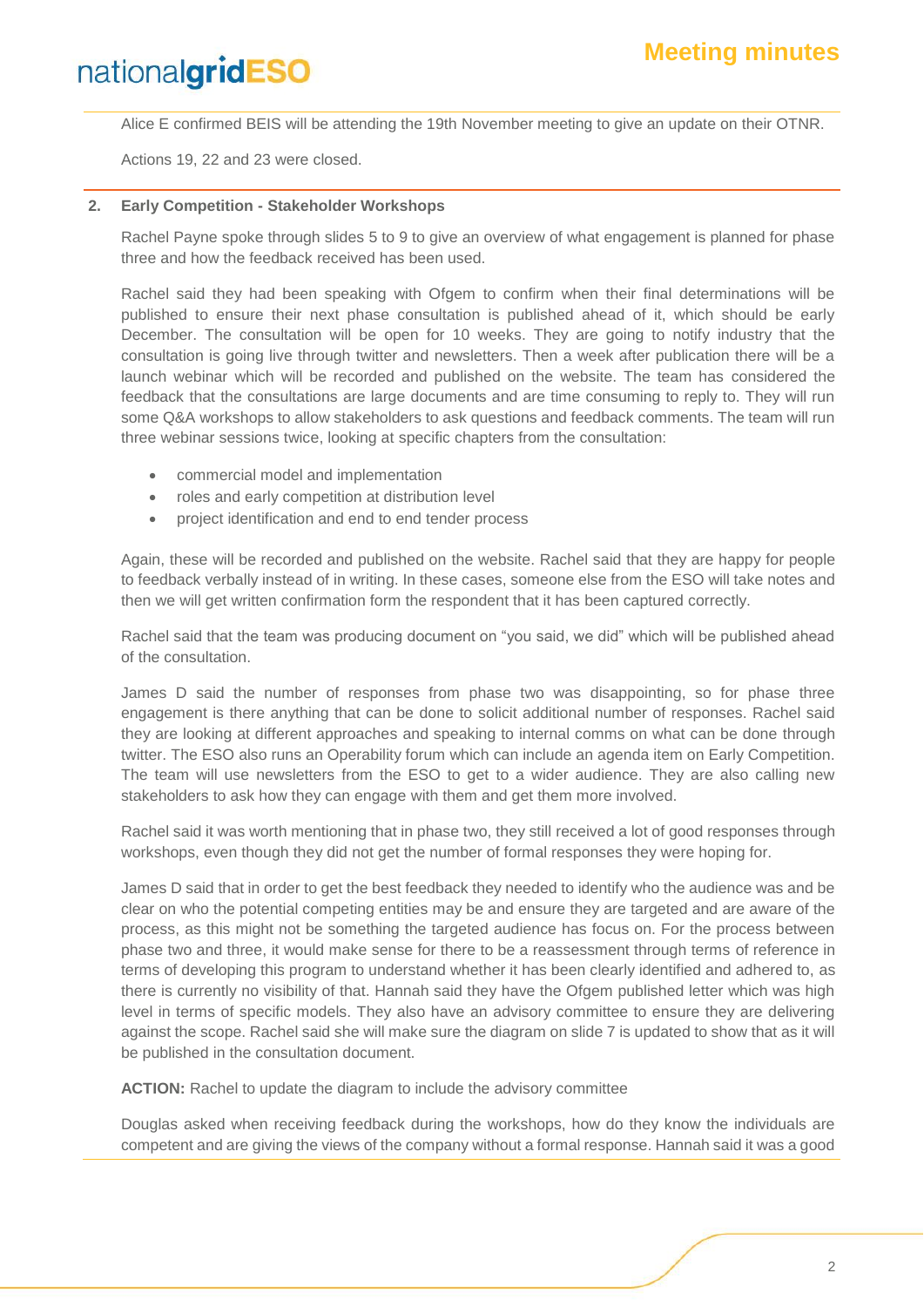Alice E confirmed BEIS will be attending the 19th November meeting to give an update on their OTNR.

Actions 19, 22 and 23 were closed.

**2. Early Competition - Stakeholder Workshops**

Rachel Payne spoke through slides 5 to 9 to give an overview of what engagement is planned for phase three and how the feedback received has been used.

Rachel said they had been speaking with Ofgem to confirm when their final determinations will be published to ensure their next phase consultation is published ahead of it, which should be early December. The consultation will be open for 10 weeks. They are going to notify industry that the consultation is going live through twitter and newsletters. Then a week after publication there will be a launch webinar which will be recorded and published on the website. The team has considered the feedback that the consultations are large documents and are time consuming to reply to. They will run some Q&A workshops to allow stakeholders to ask questions and feedback comments. The team will run three webinar sessions twice, looking at specific chapters from the consultation:

- commercial model and implementation
- roles and early competition at distribution level
- project identification and end to end tender process

Again, these will be recorded and published on the website. Rachel said that they are happy for people to feedback verbally instead of in writing. In these cases, someone else from the ESO will take notes and then we will get written confirmation form the respondent that it has been captured correctly.

Rachel said that the team was producing document on "you said, we did" which will be published ahead of the consultation.

James D said the number of responses from phase two was disappointing, so for phase three engagement is there anything that can be done to solicit additional number of responses. Rachel said they are looking at different approaches and speaking to internal comms on what can be done through twitter. The ESO also runs an Operability forum which can include an agenda item on Early Competition. The team will use newsletters from the ESO to get to a wider audience. They are also calling new stakeholders to ask how they can engage with them and get them more involved.

Rachel said it was worth mentioning that in phase two, they still received a lot of good responses through workshops, even though they did not get the number of formal responses they were hoping for.

James D said that in order to get the best feedback they needed to identify who the audience was and be clear on who the potential competing entities may be and ensure they are targeted and are aware of the process, as this might not be something the targeted audience has focus on. For the process between phase two and three, it would make sense for there to be a reassessment through terms of reference in terms of developing this program to understand whether it has been clearly identified and adhered to, as there is currently no visibility of that. Hannah said they have the Ofgem published letter which was high level in terms of specific models. They also have an advisory committee to ensure they are delivering against the scope. Rachel said she will make sure the diagram on slide 7 is updated to show that as it will be published in the consultation document.

**ACTION:** Rachel to update the diagram to include the advisory committee

Douglas asked when receiving feedback during the workshops, how do they know the individuals are competent and are giving the views of the company without a formal response. Hannah said it was a good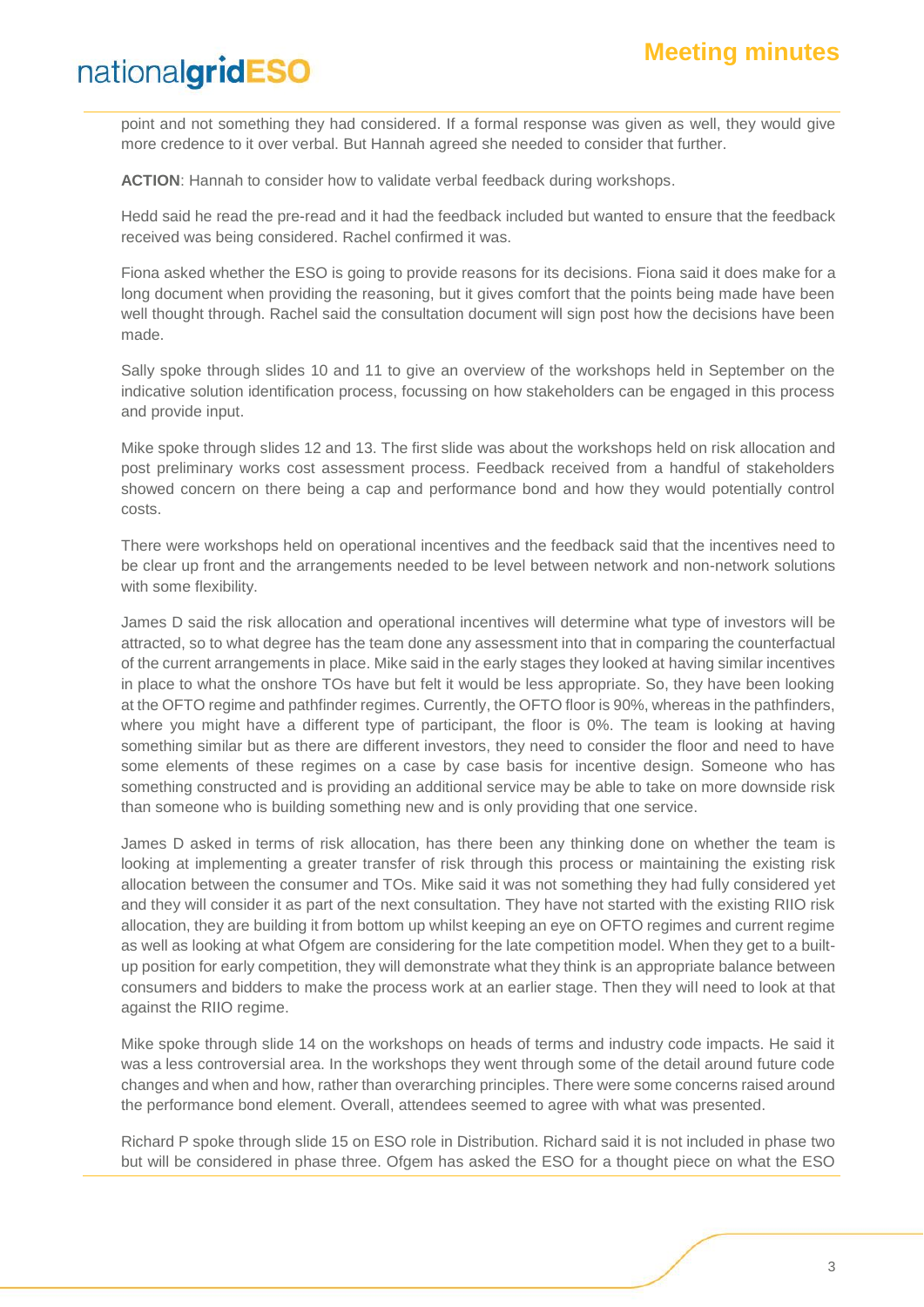point and not something they had considered. If a formal response was given as well, they would give more credence to it over verbal. But Hannah agreed she needed to consider that further.

**ACTION**: Hannah to consider how to validate verbal feedback during workshops.

Hedd said he read the pre-read and it had the feedback included but wanted to ensure that the feedback received was being considered. Rachel confirmed it was.

Fiona asked whether the ESO is going to provide reasons for its decisions. Fiona said it does make for a long document when providing the reasoning, but it gives comfort that the points being made have been well thought through. Rachel said the consultation document will sign post how the decisions have been made.

Sally spoke through slides 10 and 11 to give an overview of the workshops held in September on the indicative solution identification process, focussing on how stakeholders can be engaged in this process and provide input.

Mike spoke through slides 12 and 13. The first slide was about the workshops held on risk allocation and post preliminary works cost assessment process. Feedback received from a handful of stakeholders showed concern on there being a cap and performance bond and how they would potentially control costs.

There were workshops held on operational incentives and the feedback said that the incentives need to be clear up front and the arrangements needed to be level between network and non-network solutions with some flexibility.

James D said the risk allocation and operational incentives will determine what type of investors will be attracted, so to what degree has the team done any assessment into that in comparing the counterfactual of the current arrangements in place. Mike said in the early stages they looked at having similar incentives in place to what the onshore TOs have but felt it would be less appropriate. So, they have been looking at the OFTO regime and pathfinder regimes. Currently, the OFTO floor is 90%, whereas in the pathfinders, where you might have a different type of participant, the floor is 0%. The team is looking at having something similar but as there are different investors, they need to consider the floor and need to have some elements of these regimes on a case by case basis for incentive design. Someone who has something constructed and is providing an additional service may be able to take on more downside risk than someone who is building something new and is only providing that one service.

James D asked in terms of risk allocation, has there been any thinking done on whether the team is looking at implementing a greater transfer of risk through this process or maintaining the existing risk allocation between the consumer and TOs. Mike said it was not something they had fully considered yet and they will consider it as part of the next consultation. They have not started with the existing RIIO risk allocation, they are building it from bottom up whilst keeping an eye on OFTO regimes and current regime as well as looking at what Ofgem are considering for the late competition model. When they get to a built-up position for early competition, they will demonstrate what they think is an appropriate balance between consumers and bidders to make the process work at an earlier stage. Then they will need to look at that against the RIIO regime.

Mike spoke through slide 14 on the workshops on heads of terms and industry code impacts. He said it was a less controversial area. In the workshops they went through some of the detail around future code changes and when and how, rather than overarching principles. There were some concerns raised around the performance bond element. Overall, attendees seemed to agree with what was presented.

Richard P spoke through slide 15 on ESO role in Distribution. Richard said it is not included in phase two but will be considered in phase three. Ofgem has asked the ESO for a thought piece on what the ESO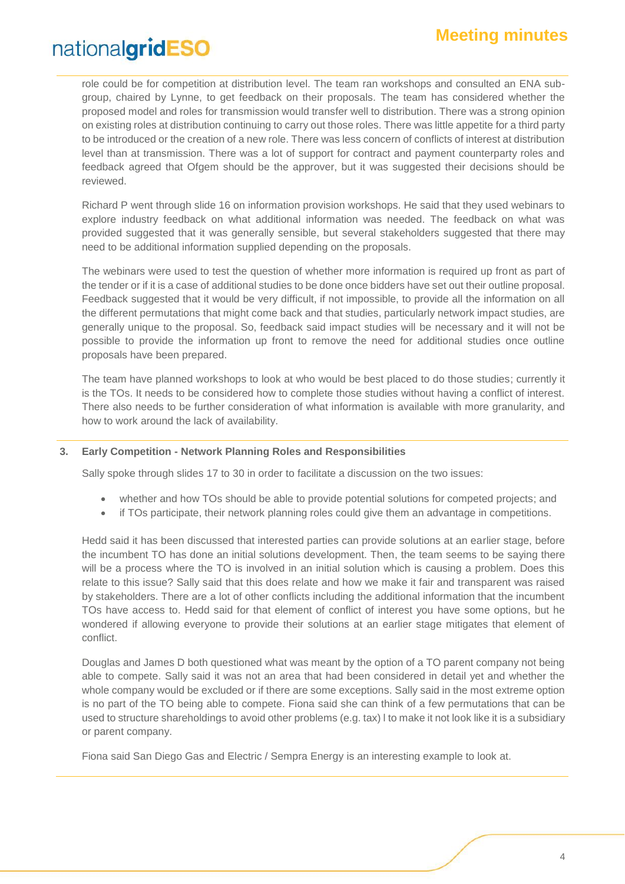role could be for competition at distribution level. The team ran workshops and consulted an ENA sub-group, chaired by Lynne, to get feedback on their proposals. The team has considered whether the proposed model and roles for transmission would transfer well to distribution. There was a strong opinion on existing roles at distribution continuing to carry out those roles. There was little appetite for a third party to be introduced or the creation of a new role. There was less concern of conflicts of interest at distribution level than at transmission. There was a lot of support for contract and payment counterparty roles and feedback agreed that Ofgem should be the approver, but it was suggested their decisions should be reviewed.

Richard P went through slide 16 on information provision workshops. He said that they used webinars to explore industry feedback on what additional information was needed. The feedback on what was provided suggested that it was generally sensible, but several stakeholders suggested that there may need to be additional information supplied depending on the proposals.

The webinars were used to test the question of whether more information is required up front as part of the tender or if it is a case of additional studies to be done once bidders have set out their outline proposal. Feedback suggested that it would be very difficult, if not impossible, to provide all the information on all the different permutations that might come back and that studies, particularly network impact studies, are generally unique to the proposal. So, feedback said impact studies will be necessary and it will not be possible to provide the information up front to remove the need for additional studies once outline proposals have been prepared.

The team have planned workshops to look at who would be best placed to do those studies; currently it is the TOs. It needs to be considered how to complete those studies without having a conflict of interest. There also needs to be further consideration of what information is available with more granularity, and how to work around the lack of availability.

### 3. Early Competition - Network Planning Roles and Responsibilities

Sally spoke through slides 17 to 30 in order to facilitate a discussion on the two issues:

- whether and how TOs should be able to provide potential solutions for competed projects; and
- if TOs participate, their network planning roles could give them an advantage in competitions.

Hedd said it has been discussed that interested parties can provide solutions at an earlier stage, before the incumbent TO has done an initial solutions development. Then, the team seems to be saying there will be a process where the TO is involved in an initial solution which is causing a problem. Does this relate to this issue? Sally said that this does relate and how we make it fair and transparent was raised by stakeholders. There are a lot of other conflicts including the additional information that the incumbent TOs have access to. Hedd said for that element of conflict of interest you have some options, but he wondered if allowing everyone to provide their solutions at an earlier stage mitigates that element of conflict.

Douglas and James D both questioned what was meant by the option of a TO parent company not being able to compete. Sally said it was not an area that had been considered in detail yet and whether the whole company would be excluded or if there are some exceptions. Sally said in the most extreme option is no part of the TO being able to compete. Fiona said she can think of a few permutations that can be used to structure shareholdings to avoid other problems (e.g. tax) l to make it not look like it is a subsidiary or parent company.

Fiona said San Diego Gas and Electric / Sempra Energy is an interesting example to look at.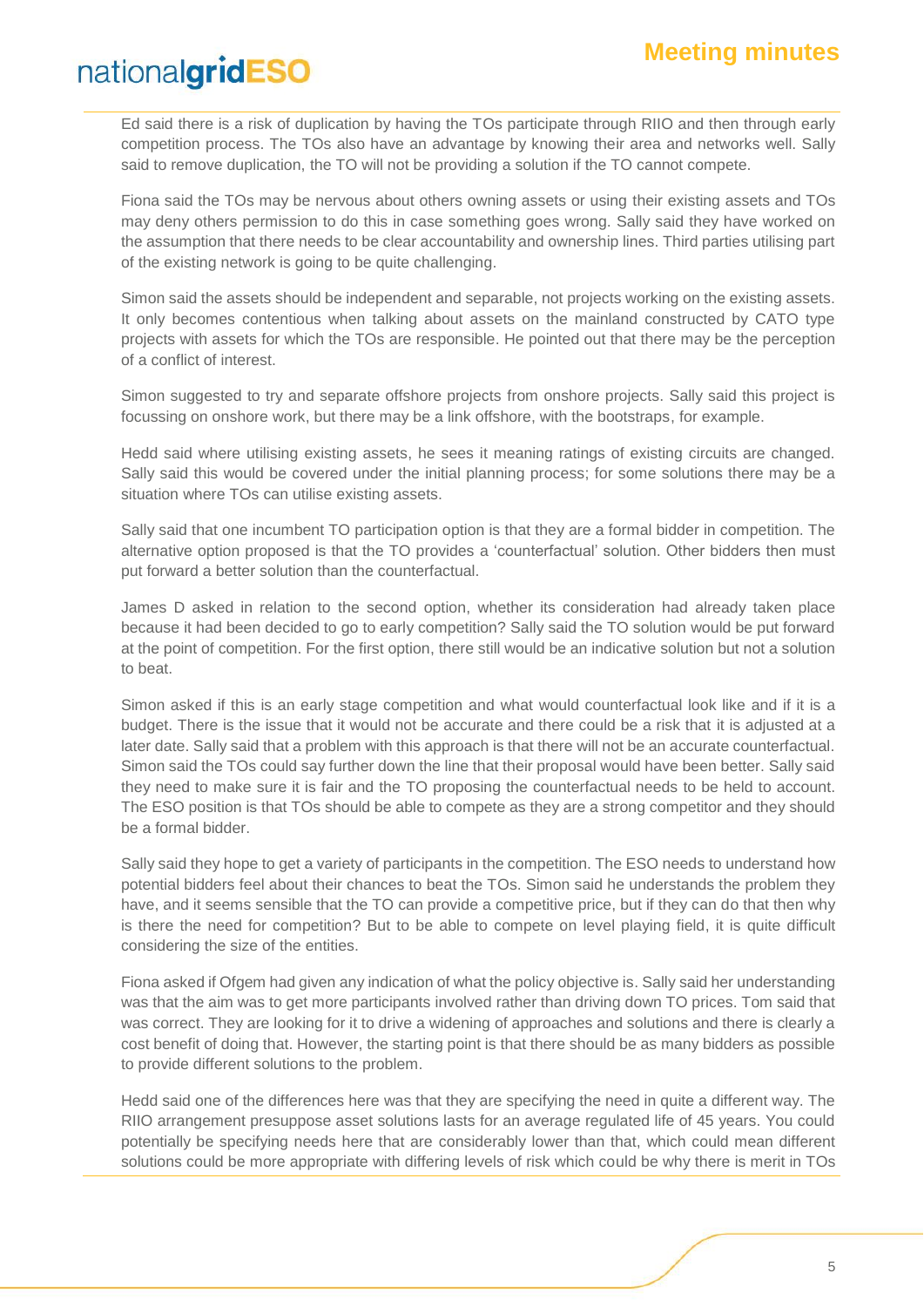Ed said there is a risk of duplication by having the TOs participate through RIIO and then through early competition process. The TOs also have an advantage by knowing their area and networks well. Sally said to remove duplication, the TO will not be providing a solution if the TO cannot compete.

Fiona said the TOs may be nervous about others owning assets or using their existing assets and TOs may deny others permission to do this in case something goes wrong. Sally said they have worked on the assumption that there needs to be clear accountability and ownership lines. Third parties utilising part of the existing network is going to be quite challenging.

Simon said the assets should be independent and separable, not projects working on the existing assets. It only becomes contentious when talking about assets on the mainland constructed by CATO type projects with assets for which the TOs are responsible. He pointed out that there may be the perception of a conflict of interest.

Simon suggested to try and separate offshore projects from onshore projects. Sally said this project is focussing on onshore work, but there may be a link offshore, with the bootstraps, for example.

Hedd said where utilising existing assets, he sees it meaning ratings of existing circuits are changed. Sally said this would be covered under the initial planning process; for some solutions there may be a situation where TOs can utilise existing assets.

Sally said that one incumbent TO participation option is that they are a formal bidder in competition. The alternative option proposed is that the TO provides a 'counterfactual' solution. Other bidders then must put forward a better solution than the counterfactual.

James D asked in relation to the second option, whether its consideration had already taken place because it had been decided to go to early competition? Sally said the TO solution would be put forward at the point of competition. For the first option, there still would be an indicative solution but not a solution to beat.

Simon asked if this is an early stage competition and what would counterfactual look like and if it is a budget. There is the issue that it would not be accurate and there could be a risk that it is adjusted at a later date. Sally said that a problem with this approach is that there will not be an accurate counterfactual. Simon said the TOs could say further down the line that their proposal would have been better. Sally said they need to make sure it is fair and the TO proposing the counterfactual needs to be held to account. The ESO position is that TOs should be able to compete as they are a strong competitor and they should be a formal bidder.

Sally said they hope to get a variety of participants in the competition. The ESO needs to understand how potential bidders feel about their chances to beat the TOs. Simon said he understands the problem they have, and it seems sensible that the TO can provide a competitive price, but if they can do that then why is there the need for competition? But to be able to compete on level playing field, it is quite difficult considering the size of the entities.

Fiona asked if Ofgem had given any indication of what the policy objective is. Sally said her understanding was that the aim was to get more participants involved rather than driving down TO prices. Tom said that was correct. They are looking for it to drive a widening of approaches and solutions and there is clearly a cost benefit of doing that. However, the starting point is that there should be as many bidders as possible to provide different solutions to the problem.

Hedd said one of the differences here was that they are specifying the need in quite a different way. The RIIO arrangement presuppose asset solutions lasts for an average regulated life of 45 years. You could potentially be specifying needs here that are considerably lower than that, which could mean different solutions could be more appropriate with differing levels of risk which could be why there is merit in TOs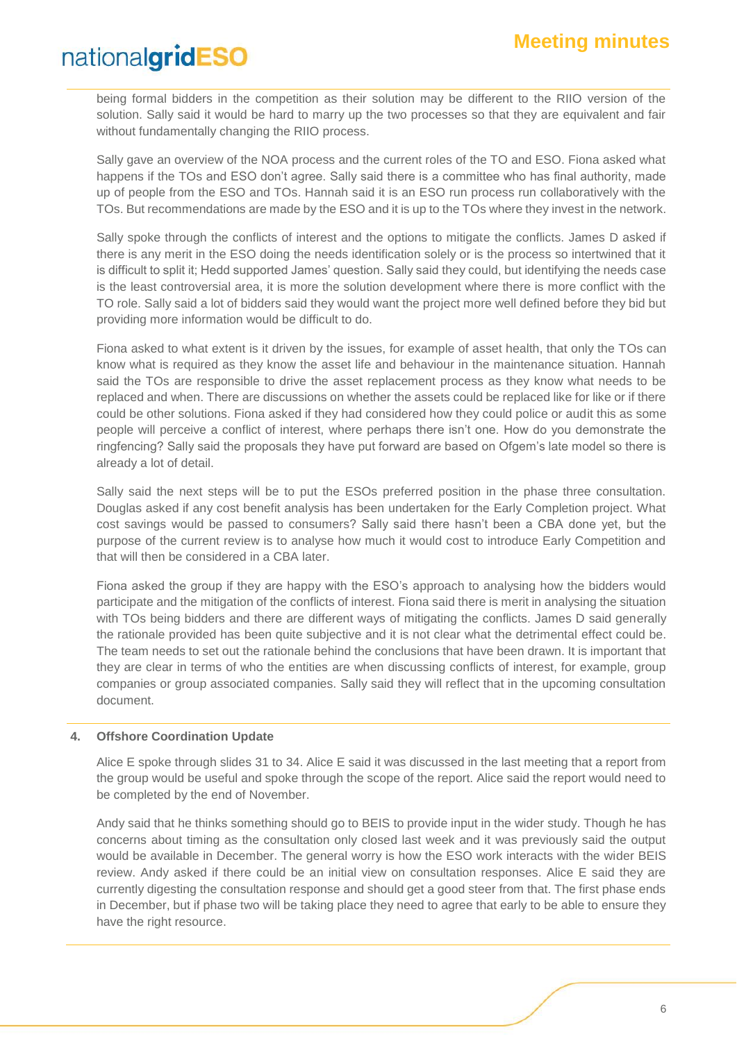being formal bidders in the competition as their solution may be different to the RIIO version of the solution. Sally said it would be hard to marry up the two processes so that they are equivalent and fair without fundamentally changing the RIIO process.

Sally gave an overview of the NOA process and the current roles of the TO and ESO. Fiona asked what happens if the TOs and ESO don't agree. Sally said there is a committee who has final authority, made up of people from the ESO and TOs. Hannah said it is an ESO run process run collaboratively with the TOs. But recommendations are made by the ESO and it is up to the TOs where they invest in the network.

Sally spoke through the conflicts of interest and the options to mitigate the conflicts. James D asked if there is any merit in the ESO doing the needs identification solely or is the process so intertwined that it is difficult to split it; Hedd supported James' question. Sally said they could, but identifying the needs case is the least controversial area, it is more the solution development where there is more conflict with the TO role. Sally said a lot of bidders said they would want the project more well defined before they bid but providing more information would be difficult to do.

Fiona asked to what extent is it driven by the issues, for example of asset health, that only the TOs can know what is required as they know the asset life and behaviour in the maintenance situation. Hannah said the TOs are responsible to drive the asset replacement process as they know what needs to be replaced and when. There are discussions on whether the assets could be replaced like for like or if there could be other solutions. Fiona asked if they had considered how they could police or audit this as some people will perceive a conflict of interest, where perhaps there isn't one. How do you demonstrate the ringfencing? Sally said the proposals they have put forward are based on Ofgem's late model so there is already a lot of detail.

Sally said the next steps will be to put the ESOs preferred position in the phase three consultation. Douglas asked if any cost benefit analysis has been undertaken for the Early Completion project. What cost savings would be passed to consumers? Sally said there hasn't been a CBA done yet, but the purpose of the current review is to analyse how much it would cost to introduce Early Competition and that will then be considered in a CBA later.

Fiona asked the group if they are happy with the ESO's approach to analysing how the bidders would participate and the mitigation of the conflicts of interest. Fiona said there is merit in analysing the situation with TOs being bidders and there are different ways of mitigating the conflicts. James D said generally the rationale provided has been quite subjective and it is not clear what the detrimental effect could be. The team needs to set out the rationale behind the conclusions that have been drawn. It is important that they are clear in terms of who the entities are when discussing conflicts of interest, for example, group companies or group associated companies. Sally said they will reflect that in the upcoming consultation document.

## 4. Offshore Coordination Update

Alice E spoke through slides 31 to 34. Alice E said it was discussed in the last meeting that a report from the group would be useful and spoke through the scope of the report. Alice said the report would need to be completed by the end of November.

Andy said that he thinks something should go to BEIS to provide input in the wider study. Though he has concerns about timing as the consultation only closed last week and it was previously said the output would be available in December. The general worry is how the ESO work interacts with the wider BEIS review. Andy asked if there could be an initial view on consultation responses. Alice E said they are currently digesting the consultation response and should get a good steer from that. The first phase ends in December, but if phase two will be taking place they need to agree that early to be able to ensure they have the right resource.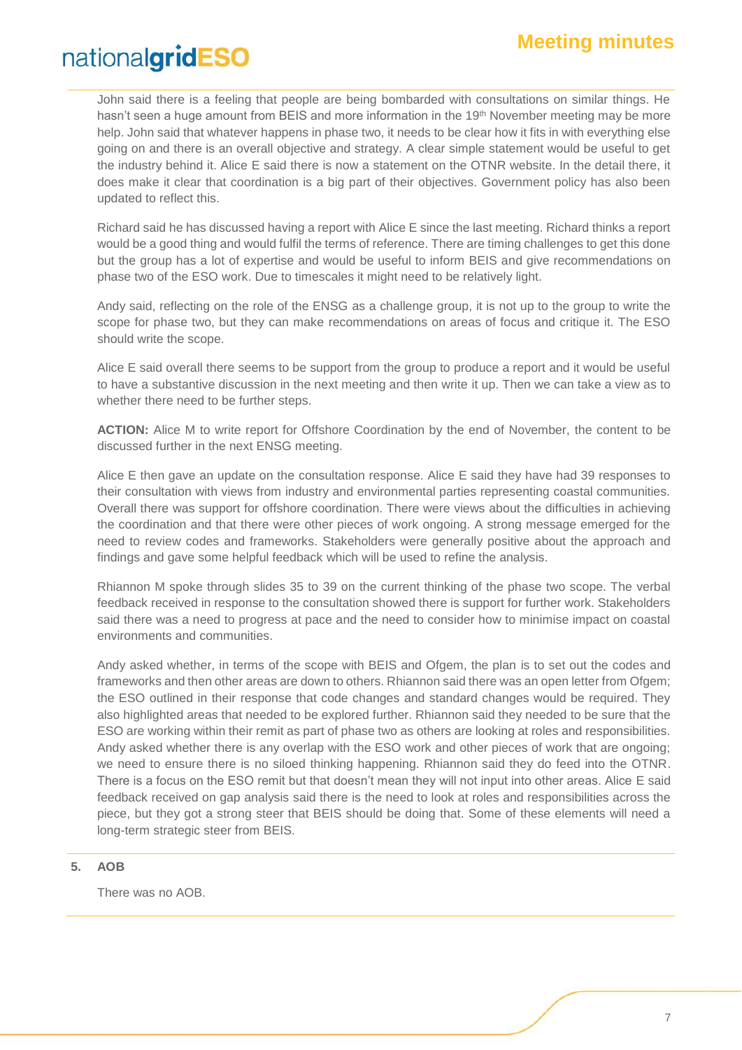John said there is a feeling that people are being bombarded with consultations on similar things. He hasn't seen a huge amount from BEIS and more information in the 19th November meeting may be more help. John said that whatever happens in phase two, it needs to be clear how it fits in with everything else going on and there is an overall objective and strategy. A clear simple statement would be useful to get the industry behind it. Alice E said there is now a statement on the OTNR website. In the detail there, it does make it clear that coordination is a big part of their objectives. Government policy has also been updated to reflect this.

Richard said he has discussed having a report with Alice E since the last meeting. Richard thinks a report would be a good thing and would fulfil the terms of reference. There are timing challenges to get this done but the group has a lot of expertise and would be useful to inform BEIS and give recommendations on phase two of the ESO work. Due to timescales it might need to be relatively light.

Andy said, reflecting on the role of the ENSG as a challenge group, it is not up to the group to write the scope for phase two, but they can make recommendations on areas of focus and critique it. The ESO should write the scope.

Alice E said overall there seems to be support from the group to produce a report and it would be useful to have a substantive discussion in the next meeting and then write it up. Then we can take a view as to whether there need to be further steps.

**ACTION:** Alice M to write report for Offshore Coordination by the end of November, the content to be discussed further in the next ENSG meeting.

Alice E then gave an update on the consultation response. Alice E said they have had 39 responses to their consultation with views from industry and environmental parties representing coastal communities. Overall there was support for offshore coordination. There were views about the difficulties in achieving the coordination and that there were other pieces of work ongoing. A strong message emerged for the need to review codes and frameworks. Stakeholders were generally positive about the approach and findings and gave some helpful feedback which will be used to refine the analysis.

Rhiannon M spoke through slides 35 to 39 on the current thinking of the phase two scope. The verbal feedback received in response to the consultation showed there is support for further work. Stakeholders said there was a need to progress at pace and the need to consider how to minimise impact on coastal environments and communities.

Andy asked whether, in terms of the scope with BEIS and Ofgem, the plan is to set out the codes and frameworks and then other areas are down to others. Rhiannon said there was an open letter from Ofgem; the ESO outlined in their response that code changes and standard changes would be required. They also highlighted areas that needed to be explored further. Rhiannon said they needed to be sure that the ESO are working within their remit as part of phase two as others are looking at roles and responsibilities. Andy asked whether there is any overlap with the ESO work and other pieces of work that are ongoing; we need to ensure there is no siloed thinking happening. Rhiannon said they do feed into the OTNR. There is a focus on the ESO remit but that doesn't mean they will not input into other areas. Alice E said feedback received on gap analysis said there is the need to look at roles and responsibilities across the piece, but they got a strong steer that BEIS should be doing that. Some of these elements will need a long-term strategic steer from BEIS.

## 5. AOB

There was no AOB.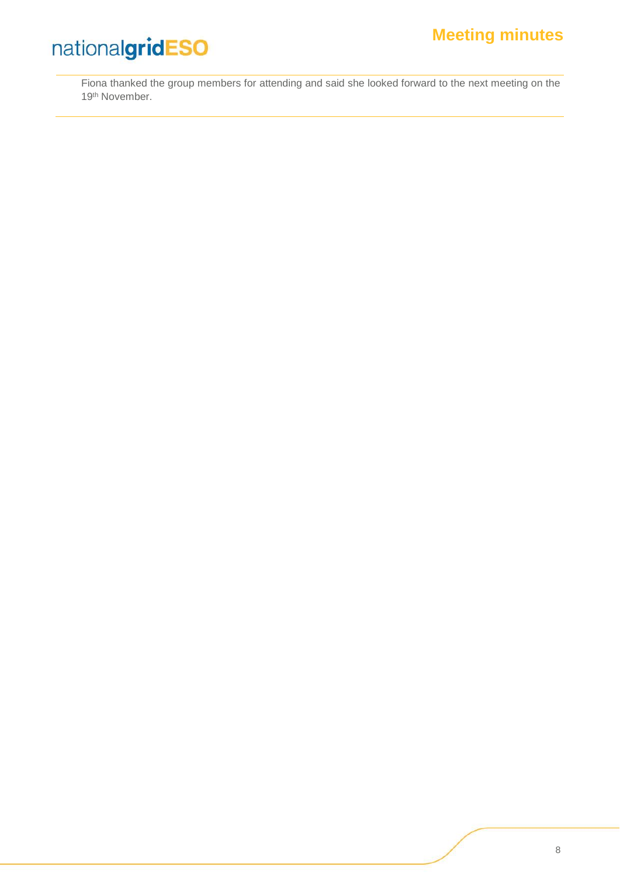Fiona thanked the group members for attending and said she looked forward to the next meeting on the 19th November.